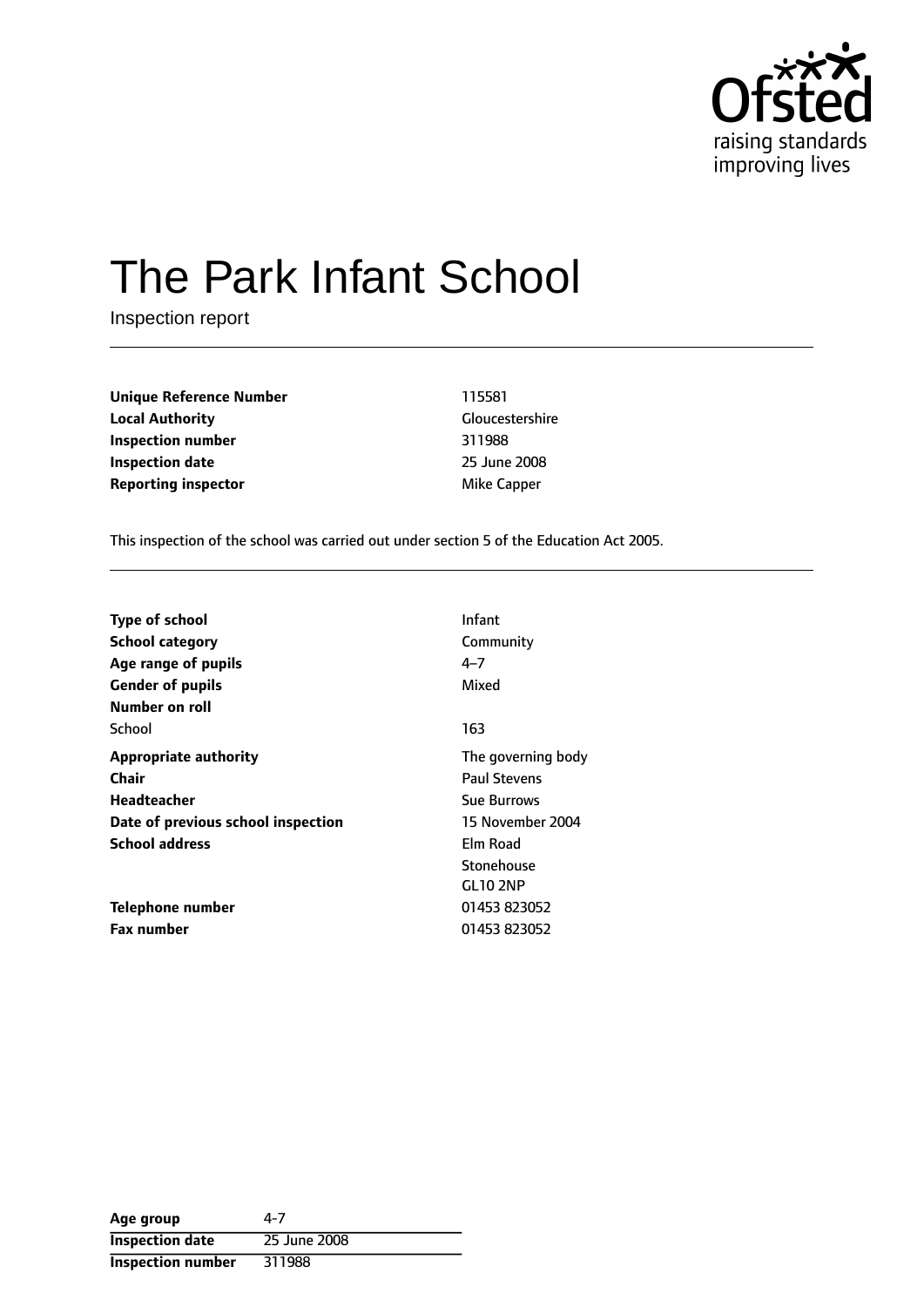Ofsted
raising standards
improving lives

# The Park Infant School

Inspection report

| | |
|---|---|
| **Unique Reference Number** | 115581 |
| **Local Authority** | Gloucestershire |
| **Inspection number** | 311988 |
| **Inspection date** | 25 June 2008 |
| **Reporting inspector** | Mike Capper |

This inspection of the school was carried out under section 5 of the Education Act 2005.

| | |
|---|---|
| **Type of school** | Infant |
| **School category** | Community |
| **Age range of pupils** | 4–7 |
| **Gender of pupils** | Mixed |
| **Number on roll** | |
| School | 163 |
| **Appropriate authority** | The governing body |
| **Chair** | Paul Stevens |
| **Headteacher** | Sue Burrows |
| **Date of previous school inspection** | 15 November 2004 |
| **School address** | Elm Road<br>Stonehouse<br>GL10 2NP |
| **Telephone number** | 01453 823052 |
| **Fax number** | 01453 823052 |

| | |
|---|---|
| **Age group** | 4-7 |
| **Inspection date** | 25 June 2008 |
| **Inspection number** | 311988 |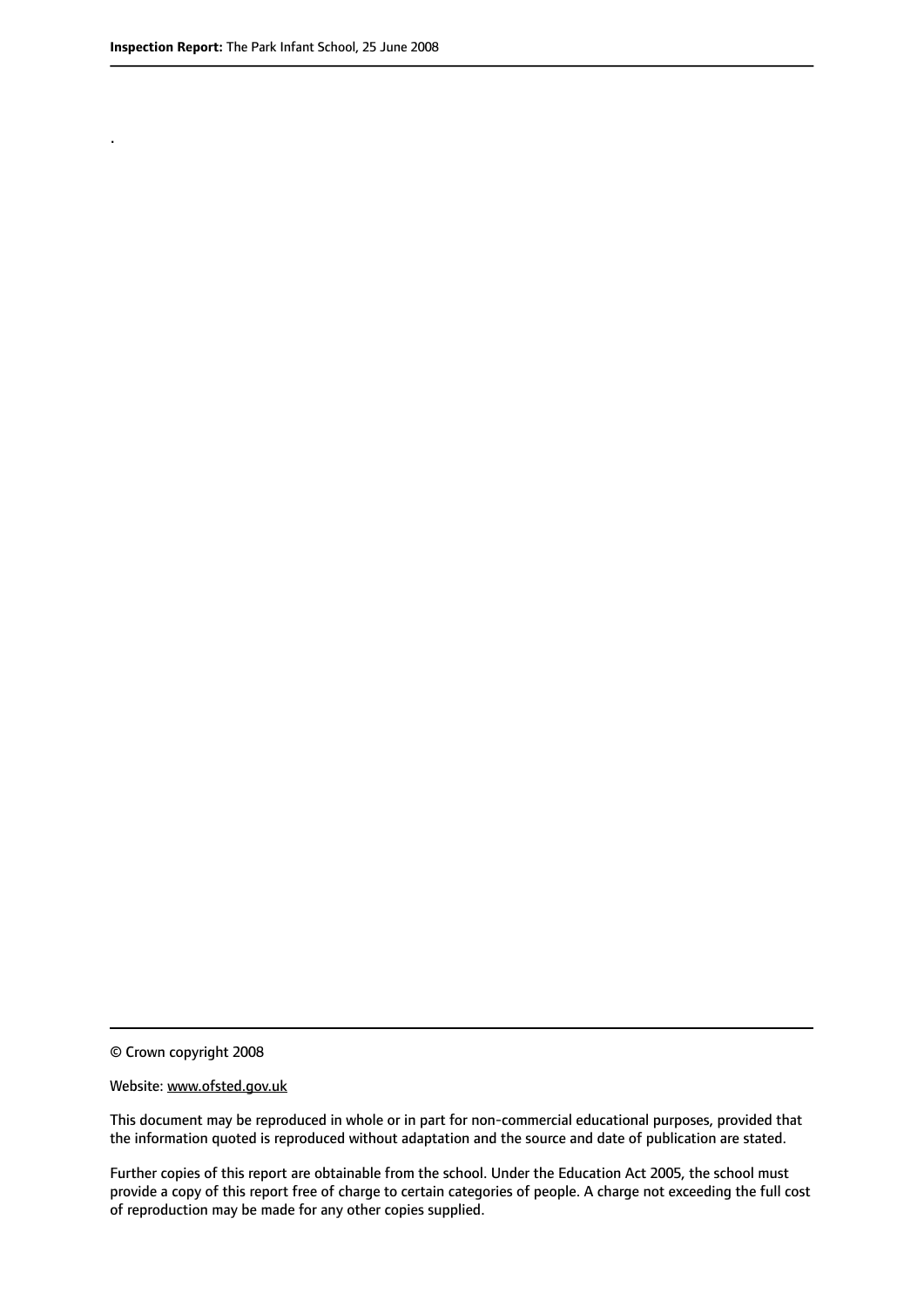.

© Crown copyright 2008

Website: www.ofsted.gov.uk

This document may be reproduced in whole or in part for non-commercial educational purposes, provided that the information quoted is reproduced without adaptation and the source and date of publication are stated.

Further copies of this report are obtainable from the school. Under the Education Act 2005, the school must provide a copy of this report free of charge to certain categories of people. A charge not exceeding the full cost of reproduction may be made for any other copies supplied.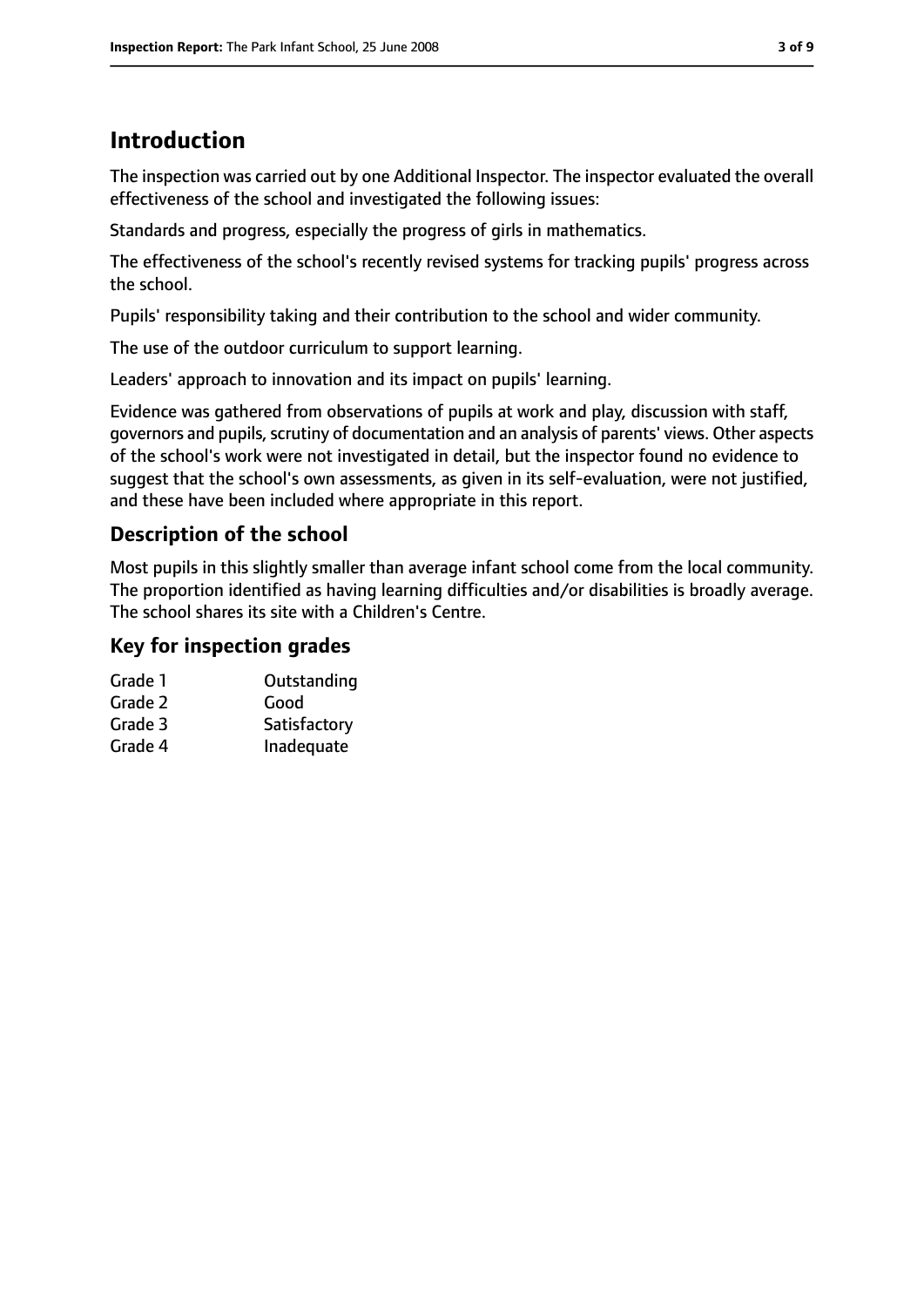# Introduction

The inspection was carried out by one Additional Inspector. The inspector evaluated the overall effectiveness of the school and investigated the following issues:

Standards and progress, especially the progress of girls in mathematics.

The effectiveness of the school's recently revised systems for tracking pupils' progress across the school.

Pupils' responsibility taking and their contribution to the school and wider community.

The use of the outdoor curriculum to support learning.

Leaders' approach to innovation and its impact on pupils' learning.

Evidence was gathered from observations of pupils at work and play, discussion with staff, governors and pupils, scrutiny of documentation and an analysis of parents' views. Other aspects of the school's work were not investigated in detail, but the inspector found no evidence to suggest that the school's own assessments, as given in its self-evaluation, were not justified, and these have been included where appropriate in this report.

## Description of the school

Most pupils in this slightly smaller than average infant school come from the local community. The proportion identified as having learning difficulties and/or disabilities is broadly average. The school shares its site with a Children's Centre.

## Key for inspection grades

| | |
|---|---|
| Grade 1 | Outstanding |
| Grade 2 | Good |
| Grade 3 | Satisfactory |
| Grade 4 | Inadequate |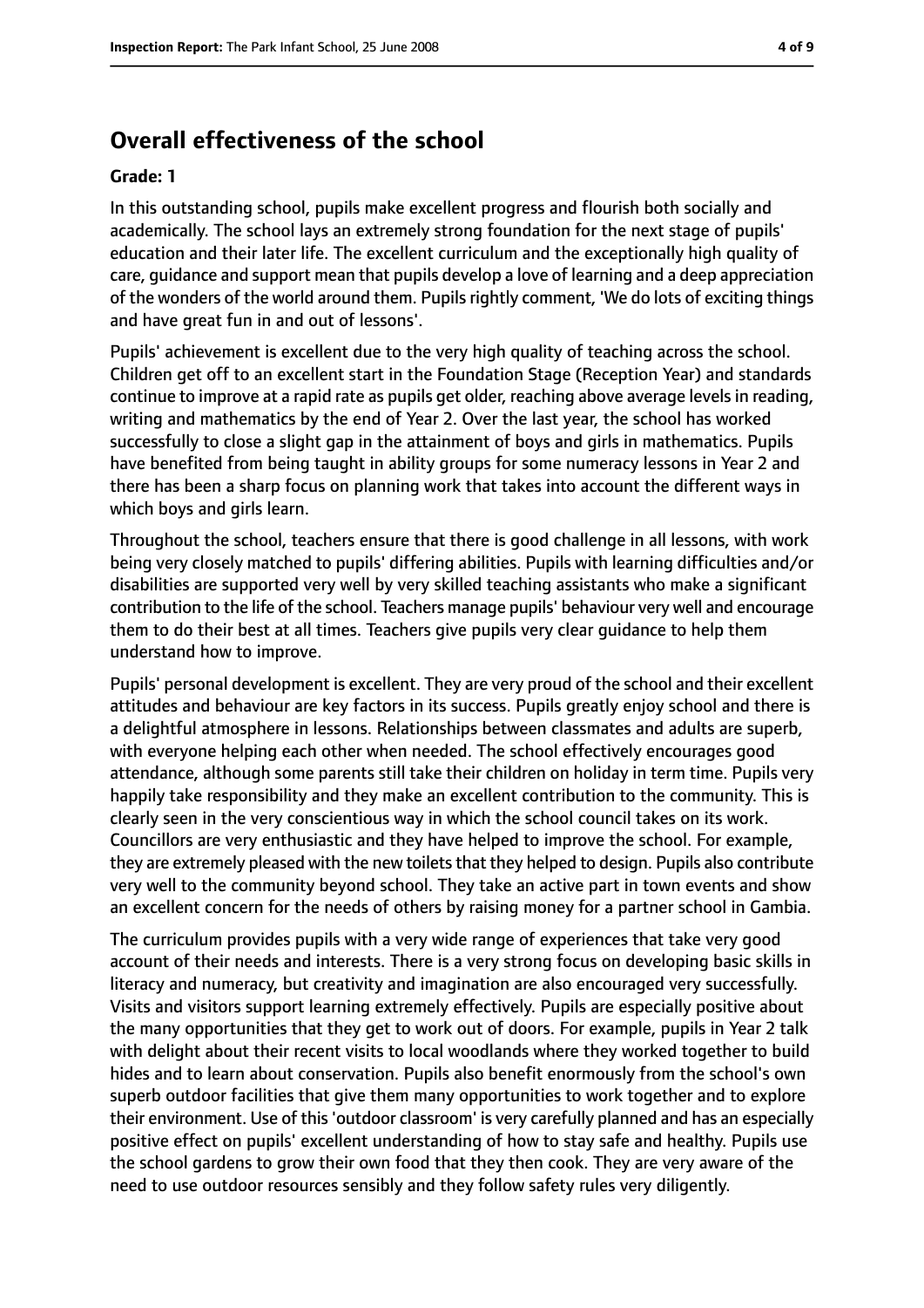## Overall effectiveness of the school

**Grade: 1**

In this outstanding school, pupils make excellent progress and flourish both socially and academically. The school lays an extremely strong foundation for the next stage of pupils' education and their later life. The excellent curriculum and the exceptionally high quality of care, guidance and support mean that pupils develop a love of learning and a deep appreciation of the wonders of the world around them. Pupils rightly comment, 'We do lots of exciting things and have great fun in and out of lessons'.

Pupils' achievement is excellent due to the very high quality of teaching across the school. Children get off to an excellent start in the Foundation Stage (Reception Year) and standards continue to improve at a rapid rate as pupils get older, reaching above average levels in reading, writing and mathematics by the end of Year 2. Over the last year, the school has worked successfully to close a slight gap in the attainment of boys and girls in mathematics. Pupils have benefited from being taught in ability groups for some numeracy lessons in Year 2 and there has been a sharp focus on planning work that takes into account the different ways in which boys and girls learn.

Throughout the school, teachers ensure that there is good challenge in all lessons, with work being very closely matched to pupils' differing abilities. Pupils with learning difficulties and/or disabilities are supported very well by very skilled teaching assistants who make a significant contribution to the life of the school. Teachers manage pupils' behaviour very well and encourage them to do their best at all times. Teachers give pupils very clear guidance to help them understand how to improve.

Pupils' personal development is excellent. They are very proud of the school and their excellent attitudes and behaviour are key factors in its success. Pupils greatly enjoy school and there is a delightful atmosphere in lessons. Relationships between classmates and adults are superb, with everyone helping each other when needed. The school effectively encourages good attendance, although some parents still take their children on holiday in term time. Pupils very happily take responsibility and they make an excellent contribution to the community. This is clearly seen in the very conscientious way in which the school council takes on its work. Councillors are very enthusiastic and they have helped to improve the school. For example, they are extremely pleased with the new toilets that they helped to design. Pupils also contribute very well to the community beyond school. They take an active part in town events and show an excellent concern for the needs of others by raising money for a partner school in Gambia.

The curriculum provides pupils with a very wide range of experiences that take very good account of their needs and interests. There is a very strong focus on developing basic skills in literacy and numeracy, but creativity and imagination are also encouraged very successfully. Visits and visitors support learning extremely effectively. Pupils are especially positive about the many opportunities that they get to work out of doors. For example, pupils in Year 2 talk with delight about their recent visits to local woodlands where they worked together to build hides and to learn about conservation. Pupils also benefit enormously from the school's own superb outdoor facilities that give them many opportunities to work together and to explore their environment. Use of this 'outdoor classroom' is very carefully planned and has an especially positive effect on pupils' excellent understanding of how to stay safe and healthy. Pupils use the school gardens to grow their own food that they then cook. They are very aware of the need to use outdoor resources sensibly and they follow safety rules very diligently.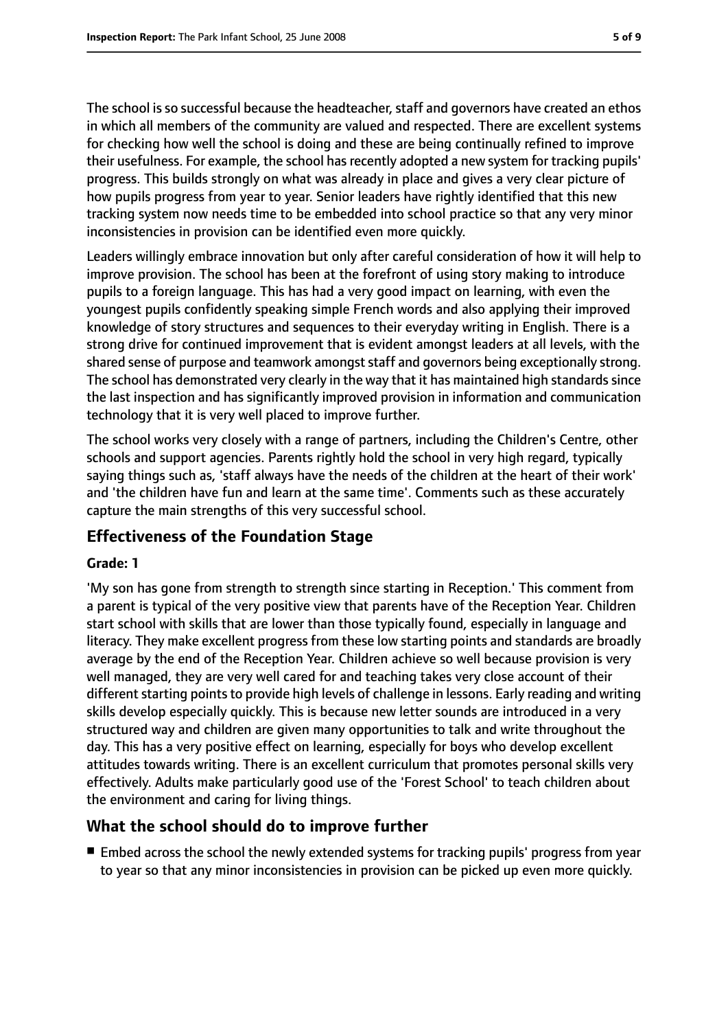The school is so successful because the headteacher, staff and governors have created an ethos in which all members of the community are valued and respected. There are excellent systems for checking how well the school is doing and these are being continually refined to improve their usefulness. For example, the school has recently adopted a new system for tracking pupils' progress. This builds strongly on what was already in place and gives a very clear picture of how pupils progress from year to year. Senior leaders have rightly identified that this new tracking system now needs time to be embedded into school practice so that any very minor inconsistencies in provision can be identified even more quickly.

Leaders willingly embrace innovation but only after careful consideration of how it will help to improve provision. The school has been at the forefront of using story making to introduce pupils to a foreign language. This has had a very good impact on learning, with even the youngest pupils confidently speaking simple French words and also applying their improved knowledge of story structures and sequences to their everyday writing in English. There is a strong drive for continued improvement that is evident amongst leaders at all levels, with the shared sense of purpose and teamwork amongst staff and governors being exceptionally strong. The school has demonstrated very clearly in the way that it has maintained high standards since the last inspection and has significantly improved provision in information and communication technology that it is very well placed to improve further.

The school works very closely with a range of partners, including the Children's Centre, other schools and support agencies. Parents rightly hold the school in very high regard, typically saying things such as, 'staff always have the needs of the children at the heart of their work' and 'the children have fun and learn at the same time'. Comments such as these accurately capture the main strengths of this very successful school.

## Effectiveness of the Foundation Stage

**Grade: 1**

'My son has gone from strength to strength since starting in Reception.' This comment from a parent is typical of the very positive view that parents have of the Reception Year. Children start school with skills that are lower than those typically found, especially in language and literacy. They make excellent progress from these low starting points and standards are broadly average by the end of the Reception Year. Children achieve so well because provision is very well managed, they are very well cared for and teaching takes very close account of their different starting points to provide high levels of challenge in lessons. Early reading and writing skills develop especially quickly. This is because new letter sounds are introduced in a very structured way and children are given many opportunities to talk and write throughout the day. This has a very positive effect on learning, especially for boys who develop excellent attitudes towards writing. There is an excellent curriculum that promotes personal skills very effectively. Adults make particularly good use of the 'Forest School' to teach children about the environment and caring for living things.

## What the school should do to improve further

- Embed across the school the newly extended systems for tracking pupils' progress from year to year so that any minor inconsistencies in provision can be picked up even more quickly.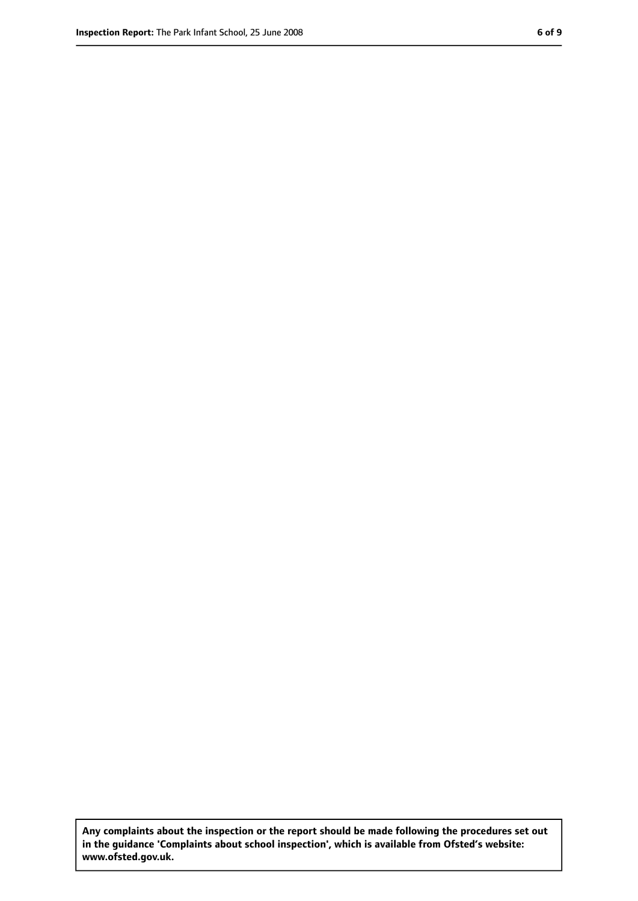**Any complaints about the inspection or the report should be made following the procedures set out in the guidance 'Complaints about school inspection', which is available from Ofsted's website: www.ofsted.gov.uk.**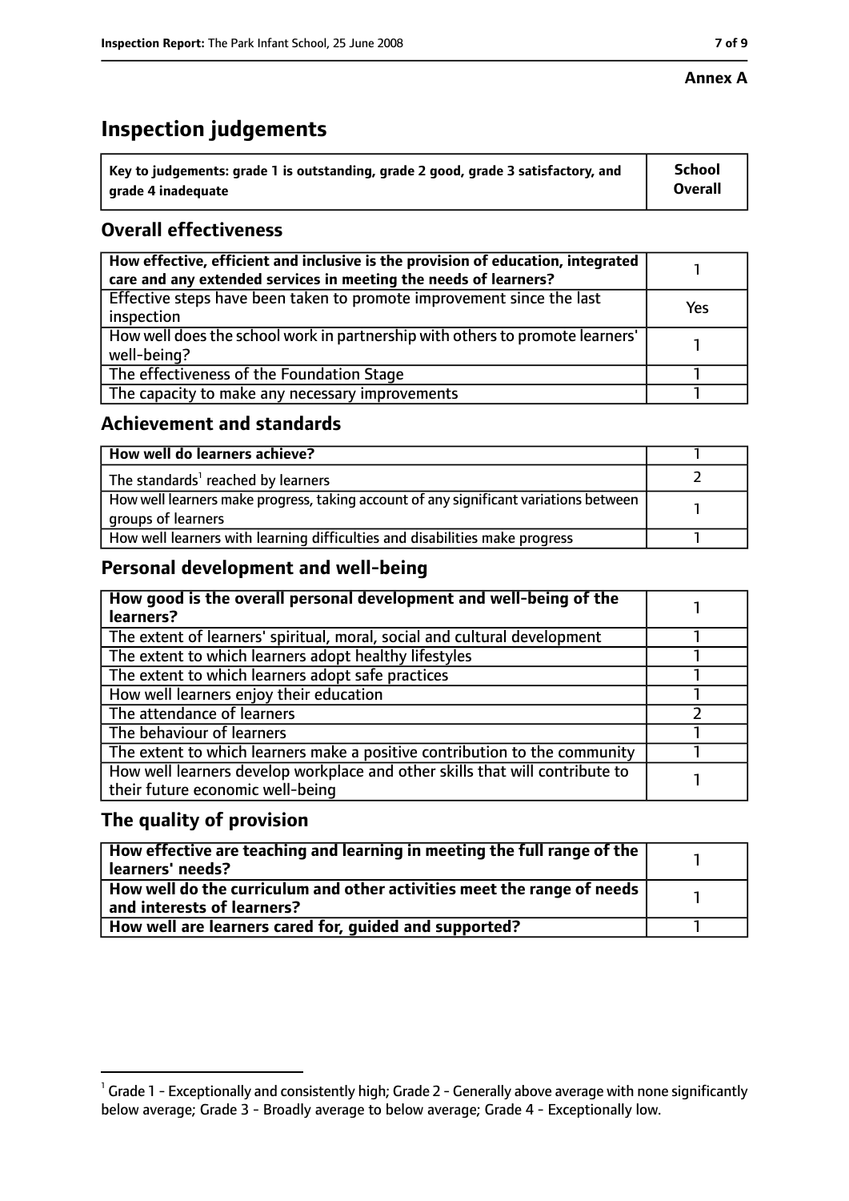**Annex A**

# Inspection judgements

| Key to judgements: grade 1 is outstanding, grade 2 good, grade 3 satisfactory, and grade 4 inadequate | School Overall |
|---|---|

## Overall effectiveness

| | |
|---|---|
| **How effective, efficient and inclusive is the provision of education, integrated care and any extended services in meeting the needs of learners?** | 1 |
| Effective steps have been taken to promote improvement since the last inspection | Yes |
| How well does the school work in partnership with others to promote learners' well-being? | 1 |
| The effectiveness of the Foundation Stage | 1 |
| The capacity to make any necessary improvements | 1 |

## Achievement and standards

| | |
|---|---|
| **How well do learners achieve?** | 1 |
| The standards[1] reached by learners | 2 |
| How well learners make progress, taking account of any significant variations between groups of learners | 1 |
| How well learners with learning difficulties and disabilities make progress | 1 |

## Personal development and well-being

| | |
|---|---|
| **How good is the overall personal development and well-being of the learners?** | 1 |
| The extent of learners' spiritual, moral, social and cultural development | 1 |
| The extent to which learners adopt healthy lifestyles | 1 |
| The extent to which learners adopt safe practices | 1 |
| How well learners enjoy their education | 1 |
| The attendance of learners | 2 |
| The behaviour of learners | 1 |
| The extent to which learners make a positive contribution to the community | 1 |
| How well learners develop workplace and other skills that will contribute to their future economic well-being | 1 |

## The quality of provision

| | |
|---|---|
| **How effective are teaching and learning in meeting the full range of the learners' needs?** | 1 |
| **How well do the curriculum and other activities meet the range of needs and interests of learners?** | 1 |
| **How well are learners cared for, guided and supported?** | 1 |

[1] Grade 1 - Exceptionally and consistently high; Grade 2 - Generally above average with none significantly below average; Grade 3 - Broadly average to below average; Grade 4 - Exceptionally low.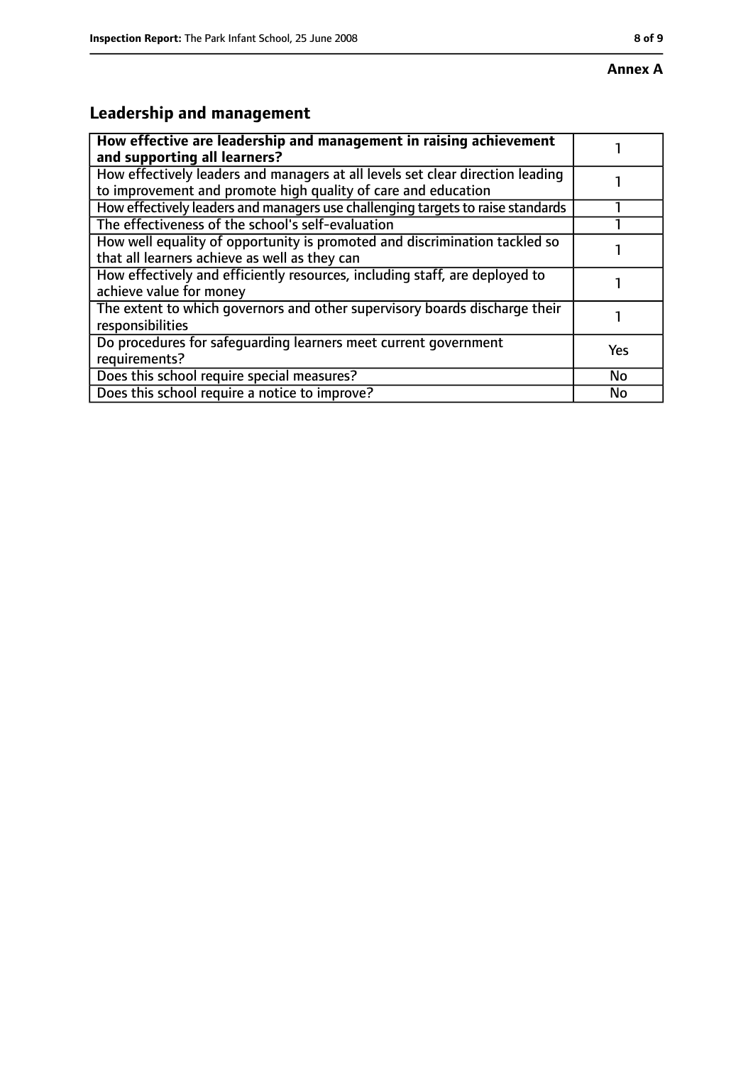**Annex A**

## Leadership and management

| How effective are leadership and management in raising achievement and supporting all learners? | 1 |
|---|---|
| How effectively leaders and managers at all levels set clear direction leading to improvement and promote high quality of care and education | 1 |
| How effectively leaders and managers use challenging targets to raise standards | 1 |
| The effectiveness of the school's self-evaluation | 1 |
| How well equality of opportunity is promoted and discrimination tackled so that all learners achieve as well as they can | 1 |
| How effectively and efficiently resources, including staff, are deployed to achieve value for money | 1 |
| The extent to which governors and other supervisory boards discharge their responsibilities | 1 |
| Do procedures for safeguarding learners meet current government requirements? | Yes |
| Does this school require special measures? | No |
| Does this school require a notice to improve? | No |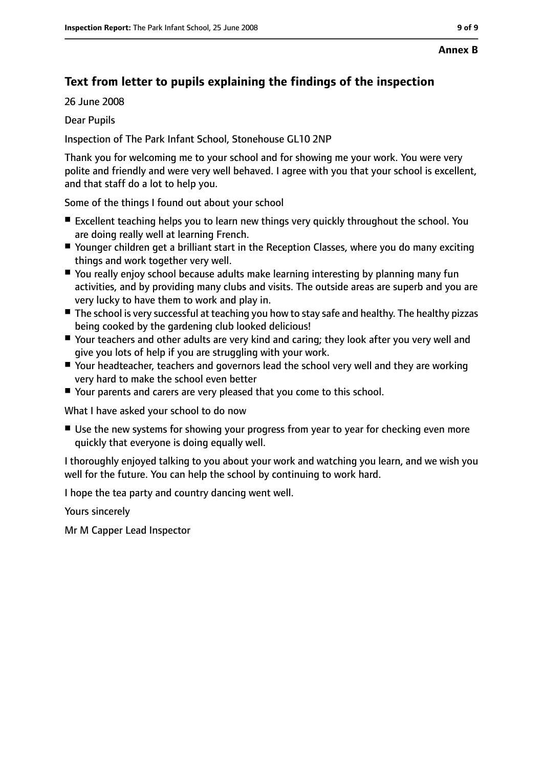**Annex B**

## Text from letter to pupils explaining the findings of the inspection

26 June 2008

Dear Pupils

Inspection of The Park Infant School, Stonehouse GL10 2NP

Thank you for welcoming me to your school and for showing me your work. You were very polite and friendly and were very well behaved. I agree with you that your school is excellent, and that staff do a lot to help you.

Some of the things I found out about your school

- Excellent teaching helps you to learn new things very quickly throughout the school. You are doing really well at learning French.
- Younger children get a brilliant start in the Reception Classes, where you do many exciting things and work together very well.
- You really enjoy school because adults make learning interesting by planning many fun activities, and by providing many clubs and visits. The outside areas are superb and you are very lucky to have them to work and play in.
- The school is very successful at teaching you how to stay safe and healthy. The healthy pizzas being cooked by the gardening club looked delicious!
- Your teachers and other adults are very kind and caring; they look after you very well and give you lots of help if you are struggling with your work.
- Your headteacher, teachers and governors lead the school very well and they are working very hard to make the school even better
- Your parents and carers are very pleased that you come to this school.

What I have asked your school to do now

- Use the new systems for showing your progress from year to year for checking even more quickly that everyone is doing equally well.

I thoroughly enjoyed talking to you about your work and watching you learn, and we wish you well for the future. You can help the school by continuing to work hard.

I hope the tea party and country dancing went well.

Yours sincerely

Mr M Capper Lead Inspector